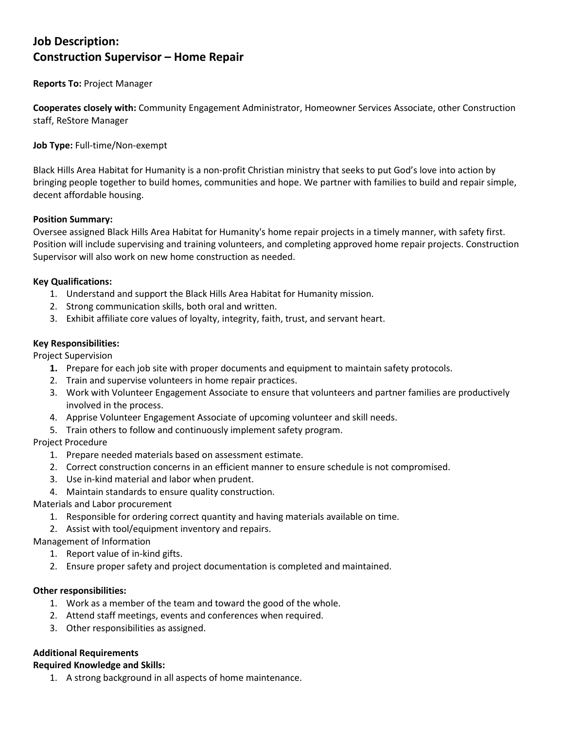# Job Description:
# Construction Supervisor – Home Repair

**Reports To:** Project Manager

**Cooperates closely with:** Community Engagement Administrator, Homeowner Services Associate, other Construction staff, ReStore Manager

**Job Type:** Full-time/Non-exempt

Black Hills Area Habitat for Humanity is a non-profit Christian ministry that seeks to put God's love into action by bringing people together to build homes, communities and hope. We partner with families to build and repair simple, decent affordable housing.

**Position Summary:**
Oversee assigned Black Hills Area Habitat for Humanity's home repair projects in a timely manner, with safety first. Position will include supervising and training volunteers, and completing approved home repair projects. Construction Supervisor will also work on new home construction as needed.

**Key Qualifications:**

1. Understand and support the Black Hills Area Habitat for Humanity mission.
2. Strong communication skills, both oral and written.
3. Exhibit affiliate core values of loyalty, integrity, faith, trust, and servant heart.

**Key Responsibilities:**

Project Supervision

1. Prepare for each job site with proper documents and equipment to maintain safety protocols.
2. Train and supervise volunteers in home repair practices.
3. Work with Volunteer Engagement Associate to ensure that volunteers and partner families are productively involved in the process.
4. Apprise Volunteer Engagement Associate of upcoming volunteer and skill needs.
5. Train others to follow and continuously implement safety program.

Project Procedure

1. Prepare needed materials based on assessment estimate.
2. Correct construction concerns in an efficient manner to ensure schedule is not compromised.
3. Use in-kind material and labor when prudent.
4. Maintain standards to ensure quality construction.

Materials and Labor procurement

1. Responsible for ordering correct quantity and having materials available on time.
2. Assist with tool/equipment inventory and repairs.

Management of Information

1. Report value of in-kind gifts.
2. Ensure proper safety and project documentation is completed and maintained.

**Other responsibilities:**

1. Work as a member of the team and toward the good of the whole.
2. Attend staff meetings, events and conferences when required.
3. Other responsibilities as assigned.

**Additional Requirements**

**Required Knowledge and Skills:**

1. A strong background in all aspects of home maintenance.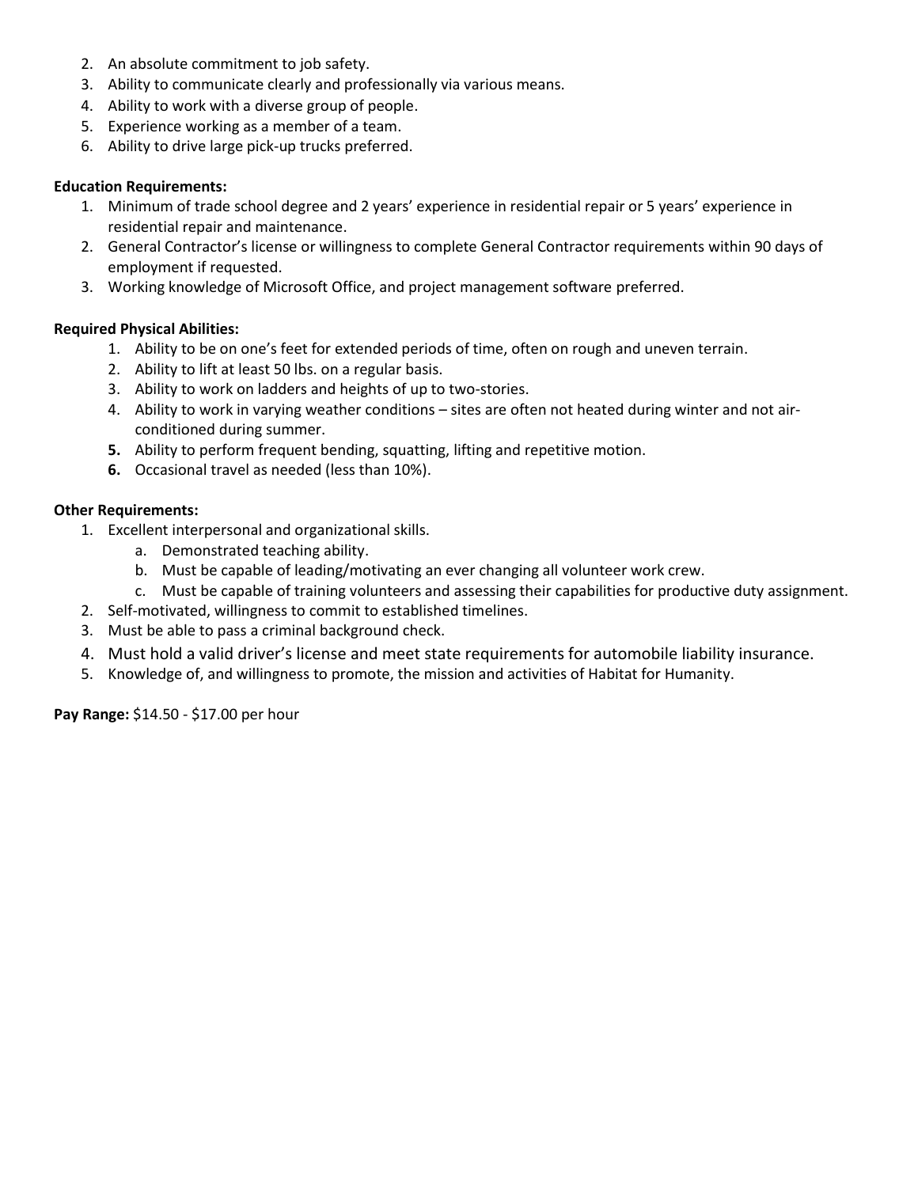2. An absolute commitment to job safety.
3. Ability to communicate clearly and professionally via various means.
4. Ability to work with a diverse group of people.
5. Experience working as a member of a team.
6. Ability to drive large pick-up trucks preferred.

**Education Requirements:**

1. Minimum of trade school degree and 2 years' experience in residential repair or 5 years' experience in residential repair and maintenance.
2. General Contractor's license or willingness to complete General Contractor requirements within 90 days of employment if requested.
3. Working knowledge of Microsoft Office, and project management software preferred.

**Required Physical Abilities:**

1. Ability to be on one's feet for extended periods of time, often on rough and uneven terrain.
2. Ability to lift at least 50 lbs. on a regular basis.
3. Ability to work on ladders and heights of up to two-stories.
4. Ability to work in varying weather conditions – sites are often not heated during winter and not air-conditioned during summer.
5. Ability to perform frequent bending, squatting, lifting and repetitive motion.
6. Occasional travel as needed (less than 10%).

**Other Requirements:**

1. Excellent interpersonal and organizational skills.
    a. Demonstrated teaching ability.
    b. Must be capable of leading/motivating an ever changing all volunteer work crew.
    c. Must be capable of training volunteers and assessing their capabilities for productive duty assignment.
2. Self-motivated, willingness to commit to established timelines.
3. Must be able to pass a criminal background check.
4. Must hold a valid driver's license and meet state requirements for automobile liability insurance.
5. Knowledge of, and willingness to promote, the mission and activities of Habitat for Humanity.

**Pay Range:** $14.50 - $17.00 per hour